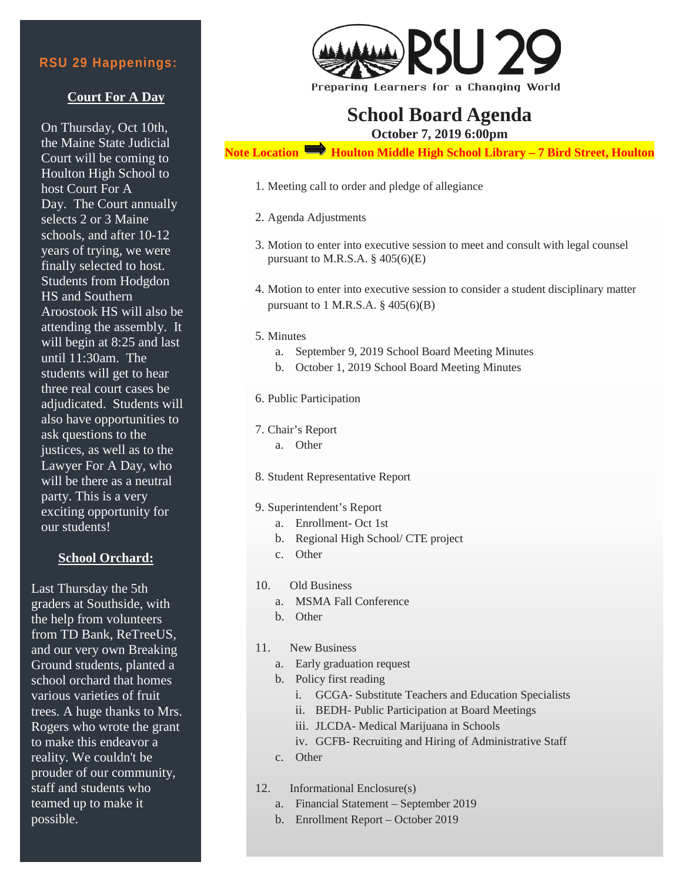RSU 29

Preparing Learners for a Changing World

# School Board Agenda

**October 7, 2019 6:00pm**

**Note Location ➡ Houlton Middle High School Library – 7 Bird Street, Houlton**

1. Meeting call to order and pledge of allegiance
2. Agenda Adjustments
3. Motion to enter into executive session to meet and consult with legal counsel pursuant to M.R.S.A. § 405(6)(E)
4. Motion to enter into executive session to consider a student disciplinary matter pursuant to 1 M.R.S.A. § 405(6)(B)
5. Minutes
   a. September 9, 2019 School Board Meeting Minutes
   b. October 1, 2019 School Board Meeting Minutes
6. Public Participation
7. Chair's Report
   a. Other
8. Student Representative Report
9. Superintendent's Report
   a. Enrollment- Oct 1st
   b. Regional High School/ CTE project
   c. Other
10. Old Business
    a. MSMA Fall Conference
    b. Other
11. New Business
    a. Early graduation request
    b. Policy first reading
       i. GCGA- Substitute Teachers and Education Specialists
       ii. BEDH- Public Participation at Board Meetings
       iii. JLCDA- Medical Marijuana in Schools
       iv. GCFB- Recruiting and Hiring of Administrative Staff
    c. Other
12. Informational Enclosure(s)
    a. Financial Statement – September 2019
    b. Enrollment Report – October 2019

## RSU 29 Happenings:

### Court For A Day

On Thursday, Oct 10th, the Maine State Judicial Court will be coming to Houlton High School to host Court For A Day. The Court annually selects 2 or 3 Maine schools, and after 10-12 years of trying, we were finally selected to host. Students from Hodgdon HS and Southern Aroostook HS will also be attending the assembly. It will begin at 8:25 and last until 11:30am. The students will get to hear three real court cases be adjudicated. Students will also have opportunities to ask questions to the justices, as well as to the Lawyer For A Day, who will be there as a neutral party. This is a very exciting opportunity for our students!

### School Orchard:

Last Thursday the 5th graders at Southside, with the help from volunteers from TD Bank, ReTreeUS, and our very own Breaking Ground students, planted a school orchard that homes various varieties of fruit trees. A huge thanks to Mrs. Rogers who wrote the grant to make this endeavor a reality. We couldn't be prouder of our community, staff and students who teamed up to make it possible.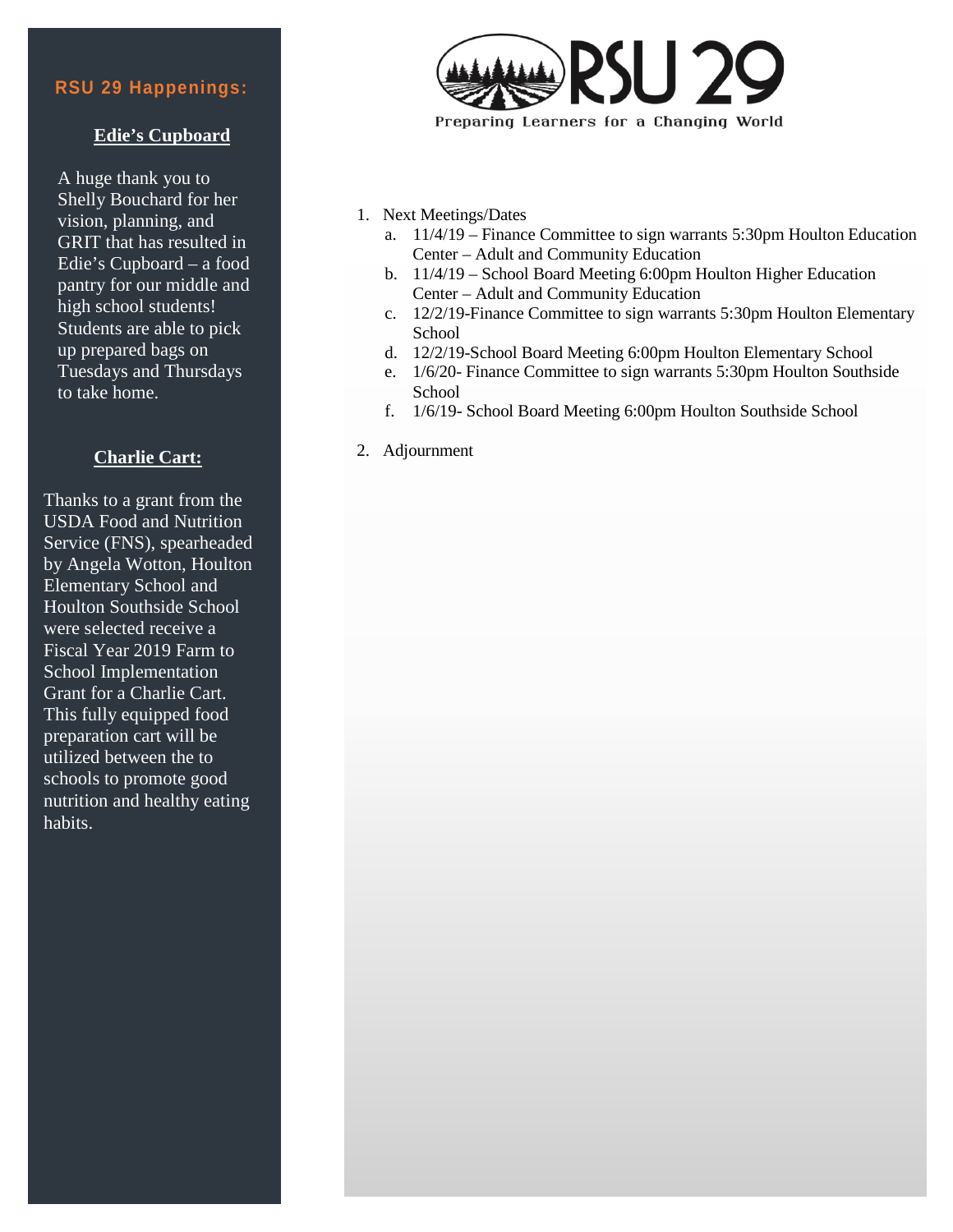**RSU 29 Happenings:**

**Edie's Cupboard**

A huge thank you to Shelly Bouchard for her vision, planning, and GRIT that has resulted in Edie's Cupboard – a food pantry for our middle and high school students! Students are able to pick up prepared bags on Tuesdays and Thursdays to take home.

**Charlie Cart:**

Thanks to a grant from the USDA Food and Nutrition Service (FNS), spearheaded by Angela Wotton, Houlton Elementary School and Houlton Southside School were selected receive a Fiscal Year 2019 Farm to School Implementation Grant for a Charlie Cart. This fully equipped food preparation cart will be utilized between the to schools to promote good nutrition and healthy eating habits.

RSU 29

Preparing Learners for a Changing World

1. Next Meetings/Dates
   a. 11/4/19 – Finance Committee to sign warrants 5:30pm Houlton Education Center – Adult and Community Education
   b. 11/4/19 – School Board Meeting 6:00pm Houlton Higher Education Center – Adult and Community Education
   c. 12/2/19-Finance Committee to sign warrants 5:30pm Houlton Elementary School
   d. 12/2/19-School Board Meeting 6:00pm Houlton Elementary School
   e. 1/6/20- Finance Committee to sign warrants 5:30pm Houlton Southside School
   f. 1/6/19- School Board Meeting 6:00pm Houlton Southside School
2. Adjournment